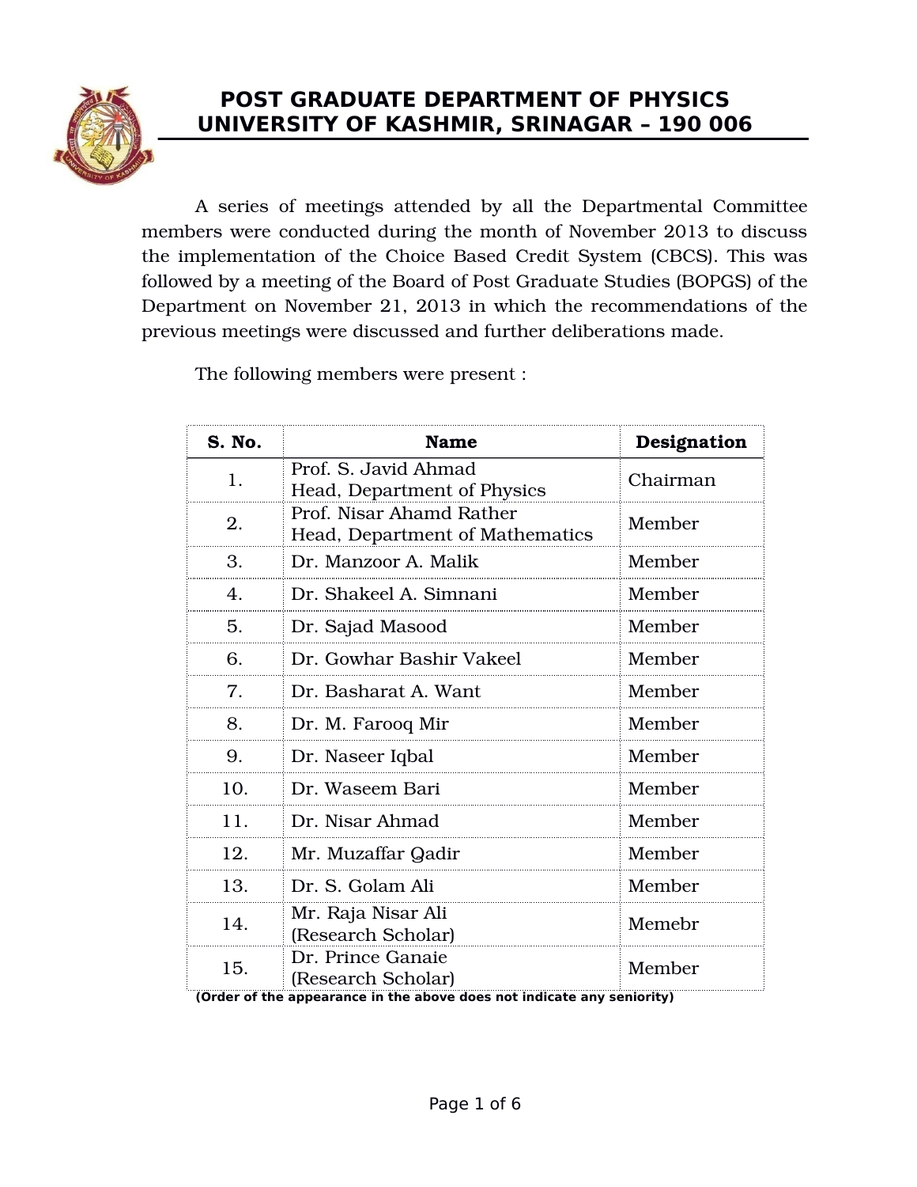# POST GRADUATE DEPARTMENT OF PHYSICS
# UNIVERSITY OF KASHMIR, SRINAGAR – 190 006

A series of meetings attended by all the Departmental Committee members were conducted during the month of November 2013 to discuss the implementation of the Choice Based Credit System (CBCS). This was followed by a meeting of the Board of Post Graduate Studies (BOPGS) of the Department on November 21, 2013 in which the recommendations of the previous meetings were discussed and further deliberations made.

The following members were present :

| S. No. | Name | Designation |
|---|---|---|
| 1. | Prof. S. Javid Ahmad<br>Head, Department of Physics | Chairman |
| 2. | Prof. Nisar Ahamd Rather<br>Head, Department of Mathematics | Member |
| 3. | Dr. Manzoor A. Malik | Member |
| 4. | Dr. Shakeel A. Simnani | Member |
| 5. | Dr. Sajad Masood | Member |
| 6. | Dr. Gowhar Bashir Vakeel | Member |
| 7. | Dr. Basharat A. Want | Member |
| 8. | Dr. M. Farooq Mir | Member |
| 9. | Dr. Naseer Iqbal | Member |
| 10. | Dr. Waseem Bari | Member |
| 11. | Dr. Nisar Ahmad | Member |
| 12. | Mr. Muzaffar Qadir | Member |
| 13. | Dr. S. Golam Ali | Member |
| 14. | Mr. Raja Nisar Ali<br>(Research Scholar) | Memebr |
| 15. | Dr. Prince Ganaie<br>(Research Scholar) | Member |

**(Order of the appearance in the above does not indicate any seniority)**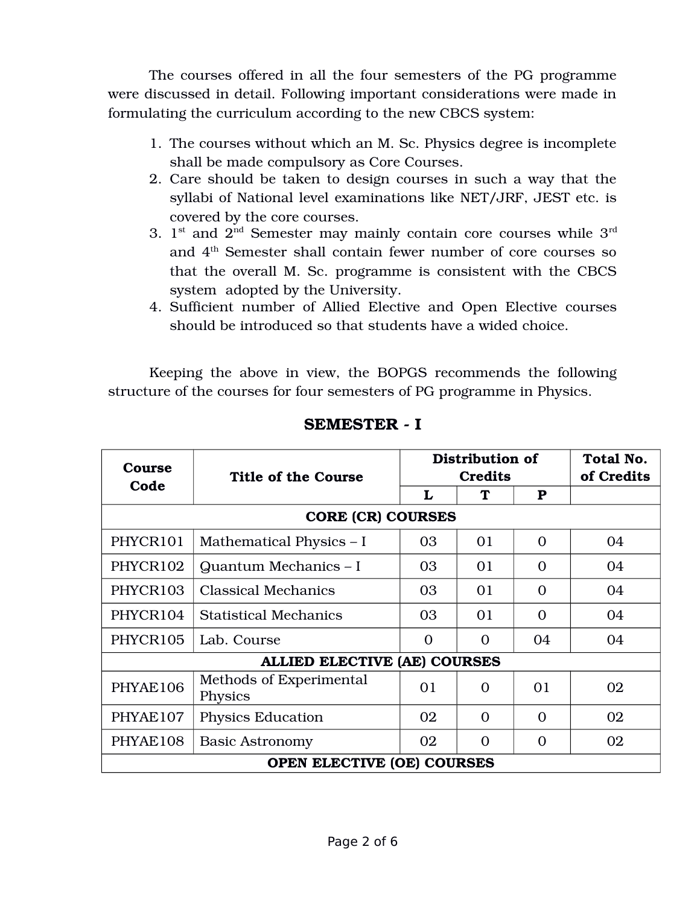The courses offered in all the four semesters of the PG programme were discussed in detail. Following important considerations were made in formulating the curriculum according to the new CBCS system:

1. The courses without which an M. Sc. Physics degree is incomplete shall be made compulsory as Core Courses.
2. Care should be taken to design courses in such a way that the syllabi of National level examinations like NET/JRF, JEST etc. is covered by the core courses.
3. 1st and 2nd Semester may mainly contain core courses while 3rd and 4th Semester shall contain fewer number of core courses so that the overall M. Sc. programme is consistent with the CBCS system adopted by the University.
4. Sufficient number of Allied Elective and Open Elective courses should be introduced so that students have a wided choice.

Keeping the above in view, the BOPGS recommends the following structure of the courses for four semesters of PG programme in Physics.

## SEMESTER - I

| Course Code | Title of the Course | Distribution of Credits | | | Total No. of Credits |
|---|---|---|---|---|---|
| | | L | T | P | |
| **CORE (CR) COURSES** | | | | | |
| PHYCR101 | Mathematical Physics – I | 03 | 01 | 0 | 04 |
| PHYCR102 | Quantum Mechanics – I | 03 | 01 | 0 | 04 |
| PHYCR103 | Classical Mechanics | 03 | 01 | 0 | 04 |
| PHYCR104 | Statistical Mechanics | 03 | 01 | 0 | 04 |
| PHYCR105 | Lab. Course | 0 | 0 | 04 | 04 |
| **ALLIED ELECTIVE (AE) COURSES** | | | | | |
| PHYAE106 | Methods of Experimental Physics | 01 | 0 | 01 | 02 |
| PHYAE107 | Physics Education | 02 | 0 | 0 | 02 |
| PHYAE108 | Basic Astronomy | 02 | 0 | 0 | 02 |
| **OPEN ELECTIVE (OE) COURSES** | | | | | |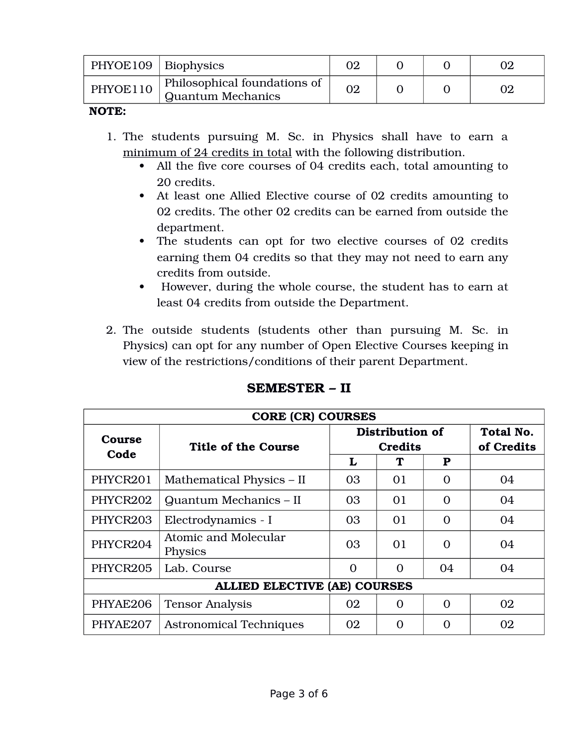| PHYOE109 | Biophysics | 02 | 0 | 0 | 02 |
|---|---|---|---|---|---|
| PHYOE110 | Philosophical foundations of Quantum Mechanics | 02 | 0 | 0 | 02 |

**NOTE:**

1. The students pursuing M. Sc. in Physics shall have to earn a minimum of 24 credits in total with the following distribution.
   - All the five core courses of 04 credits each, total amounting to 20 credits.
   - At least one Allied Elective course of 02 credits amounting to 02 credits. The other 02 credits can be earned from outside the department.
   - The students can opt for two elective courses of 02 credits earning them 04 credits so that they may not need to earn any credits from outside.
   - However, during the whole course, the student has to earn at least 04 credits from outside the Department.

2. The outside students (students other than pursuing M. Sc. in Physics) can opt for any number of Open Elective Courses keeping in view of the restrictions/conditions of their parent Department.

## SEMESTER – II

| **CORE (CR) COURSES** | | | | | |
|---|---|---|---|---|---|
| **Course Code** | **Title of the Course** | **Distribution of Credits** | | | **Total No. of Credits** |
| | | **L** | **T** | **P** | |
| PHYCR201 | Mathematical Physics – II | 03 | 01 | 0 | 04 |
| PHYCR202 | Quantum Mechanics – II | 03 | 01 | 0 | 04 |
| PHYCR203 | Electrodynamics - I | 03 | 01 | 0 | 04 |
| PHYCR204 | Atomic and Molecular Physics | 03 | 01 | 0 | 04 |
| PHYCR205 | Lab. Course | 0 | 0 | 04 | 04 |
| **ALLIED ELECTIVE (AE) COURSES** | | | | | |
| PHYAE206 | Tensor Analysis | 02 | 0 | 0 | 02 |
| PHYAE207 | Astronomical Techniques | 02 | 0 | 0 | 02 |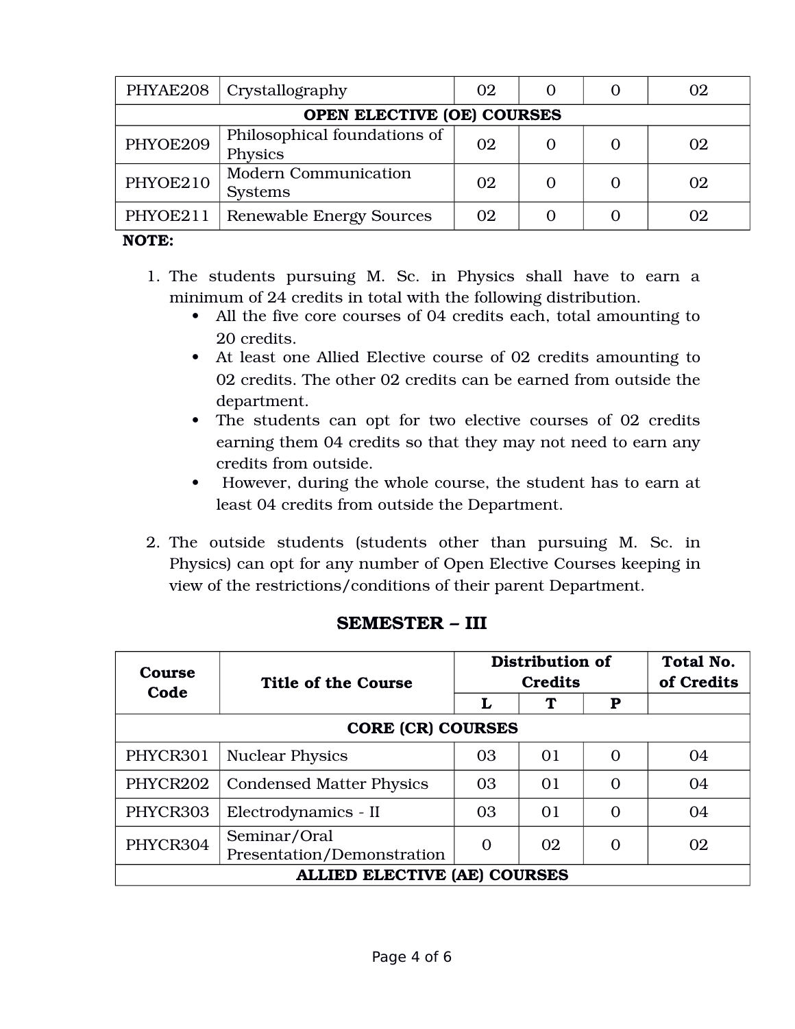| | | | | | |
|---|---|---|---|---|---|
| PHYAE208 | Crystallography | 02 | 0 | 0 | 02 |
| **OPEN ELECTIVE (OE) COURSES** | | | | | |
| PHYOE209 | Philosophical foundations of Physics | 02 | 0 | 0 | 02 |
| PHYOE210 | Modern Communication Systems | 02 | 0 | 0 | 02 |
| PHYOE211 | Renewable Energy Sources | 02 | 0 | 0 | 02 |

**NOTE:**

1. The students pursuing M. Sc. in Physics shall have to earn a minimum of 24 credits in total with the following distribution.
   - All the five core courses of 04 credits each, total amounting to 20 credits.
   - At least one Allied Elective course of 02 credits amounting to 02 credits. The other 02 credits can be earned from outside the department.
   - The students can opt for two elective courses of 02 credits earning them 04 credits so that they may not need to earn any credits from outside.
   - However, during the whole course, the student has to earn at least 04 credits from outside the Department.
2. The outside students (students other than pursuing M. Sc. in Physics) can opt for any number of Open Elective Courses keeping in view of the restrictions/conditions of their parent Department.

## SEMESTER – III

| Course Code | Title of the Course | Distribution of Credits | | | Total No. of Credits |
|---|---|---|---|---|---|
| | | L | T | P | |
| **CORE (CR) COURSES** | | | | | |
| PHYCR301 | Nuclear Physics | 03 | 01 | 0 | 04 |
| PHYCR202 | Condensed Matter Physics | 03 | 01 | 0 | 04 |
| PHYCR303 | Electrodynamics - II | 03 | 01 | 0 | 04 |
| PHYCR304 | Seminar/Oral Presentation/Demonstration | 0 | 02 | 0 | 02 |
| **ALLIED ELECTIVE (AE) COURSES** | | | | | |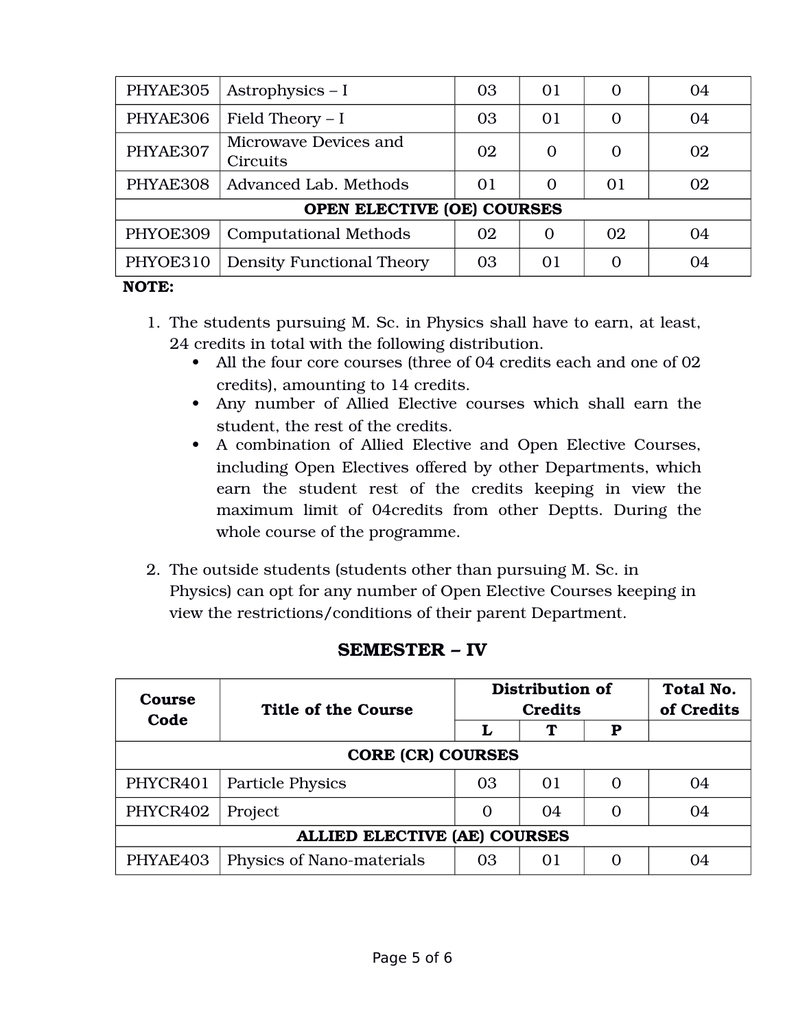| PHYAE305 | Astrophysics – I | 03 | 01 | 0 | 04 |
|---|---|---|---|---|---|
| PHYAE306 | Field Theory – I | 03 | 01 | 0 | 04 |
| PHYAE307 | Microwave Devices and Circuits | 02 | 0 | 0 | 02 |
| PHYAE308 | Advanced Lab. Methods | 01 | 0 | 01 | 02 |
| **OPEN ELECTIVE (OE) COURSES** | | | | | |
| PHYOE309 | Computational Methods | 02 | 0 | 02 | 04 |
| PHYOE310 | Density Functional Theory | 03 | 01 | 0 | 04 |

**NOTE:**

1. The students pursuing M. Sc. in Physics shall have to earn, at least, 24 credits in total with the following distribution.
   - All the four core courses (three of 04 credits each and one of 02 credits), amounting to 14 credits.
   - Any number of Allied Elective courses which shall earn the student, the rest of the credits.
   - A combination of Allied Elective and Open Elective Courses, including Open Electives offered by other Departments, which earn the student rest of the credits keeping in view the maximum limit of 04credits from other Deptts. During the whole course of the programme.

2. The outside students (students other than pursuing M. Sc. in Physics) can opt for any number of Open Elective Courses keeping in view the restrictions/conditions of their parent Department.

## SEMESTER – IV

| Course Code | Title of the Course | Distribution of Credits | | | Total No. of Credits |
|---|---|---|---|---|---|
| | | L | T | P | |
| **CORE (CR) COURSES** | | | | | |
| PHYCR401 | Particle Physics | 03 | 01 | 0 | 04 |
| PHYCR402 | Project | 0 | 04 | 0 | 04 |
| **ALLIED ELECTIVE (AE) COURSES** | | | | | |
| PHYAE403 | Physics of Nano-materials | 03 | 01 | 0 | 04 |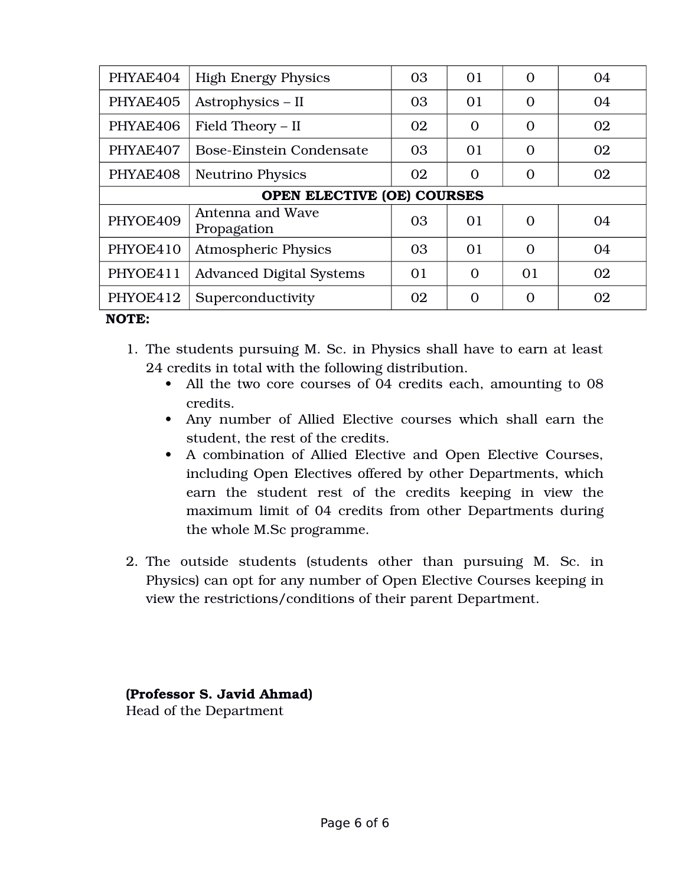| | | | | | |
|---|---|---|---|---|---|
| PHYAE404 | High Energy Physics | 03 | 01 | 0 | 04 |
| PHYAE405 | Astrophysics – II | 03 | 01 | 0 | 04 |
| PHYAE406 | Field Theory – II | 02 | 0 | 0 | 02 |
| PHYAE407 | Bose-Einstein Condensate | 03 | 01 | 0 | 02 |
| PHYAE408 | Neutrino Physics | 02 | 0 | 0 | 02 |
| **OPEN ELECTIVE (OE) COURSES** | | | | | |
| PHYOE409 | Antenna and Wave Propagation | 03 | 01 | 0 | 04 |
| PHYOE410 | Atmospheric Physics | 03 | 01 | 0 | 04 |
| PHYOE411 | Advanced Digital Systems | 01 | 0 | 01 | 02 |
| PHYOE412 | Superconductivity | 02 | 0 | 0 | 02 |

**NOTE:**

1. The students pursuing M. Sc. in Physics shall have to earn at least 24 credits in total with the following distribution.
   - All the two core courses of 04 credits each, amounting to 08 credits.
   - Any number of Allied Elective courses which shall earn the student, the rest of the credits.
   - A combination of Allied Elective and Open Elective Courses, including Open Electives offered by other Departments, which earn the student rest of the credits keeping in view the maximum limit of 04 credits from other Departments during the whole M.Sc programme.

2. The outside students (students other than pursuing M. Sc. in Physics) can opt for any number of Open Elective Courses keeping in view the restrictions/conditions of their parent Department.

**(Professor S. Javid Ahmad)**
Head of the Department